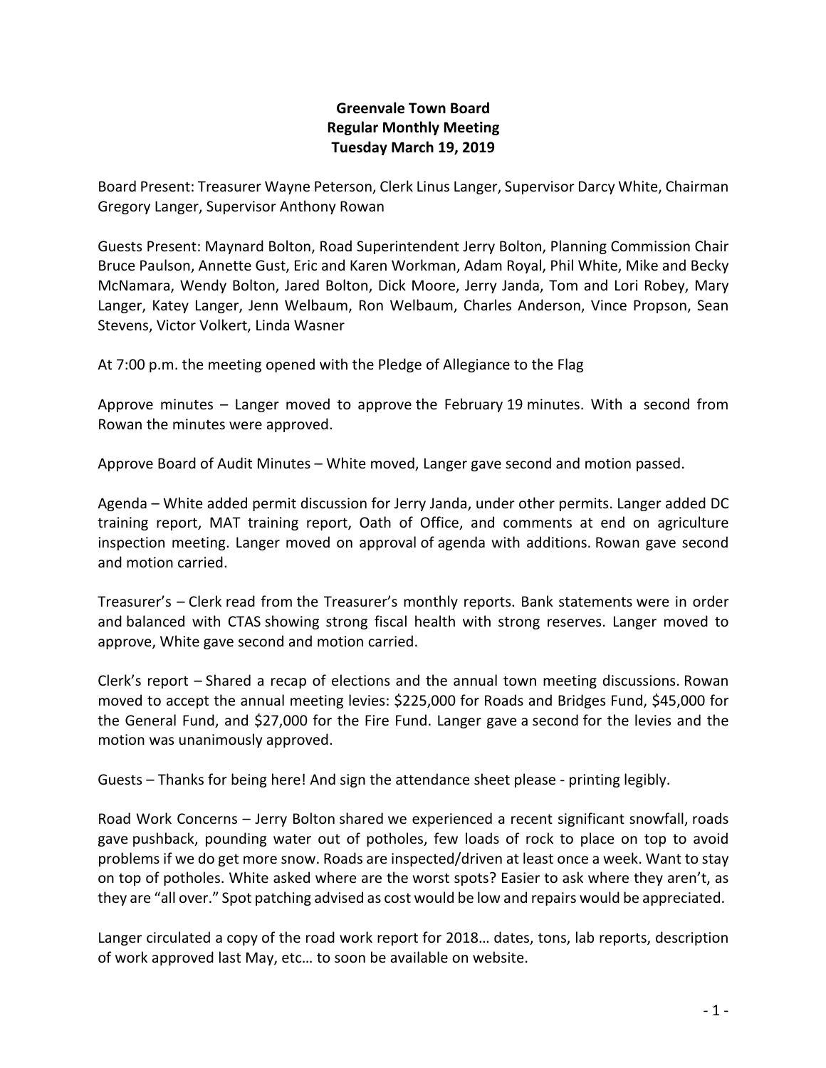# Greenvale Town Board
## Regular Monthly Meeting
## Tuesday March 19, 2019

Board Present: Treasurer Wayne Peterson, Clerk Linus Langer, Supervisor Darcy White, Chairman Gregory Langer, Supervisor Anthony Rowan

Guests Present: Maynard Bolton, Road Superintendent Jerry Bolton, Planning Commission Chair Bruce Paulson, Annette Gust, Eric and Karen Workman, Adam Royal, Phil White, Mike and Becky McNamara, Wendy Bolton, Jared Bolton, Dick Moore, Jerry Janda, Tom and Lori Robey, Mary Langer, Katey Langer, Jenn Welbaum, Ron Welbaum, Charles Anderson, Vince Propson, Sean Stevens, Victor Volkert, Linda Wasner

At 7:00 p.m. the meeting opened with the Pledge of Allegiance to the Flag

Approve minutes – Langer moved to approve the February 19 minutes. With a second from Rowan the minutes were approved.

Approve Board of Audit Minutes – White moved, Langer gave second and motion passed.

Agenda – White added permit discussion for Jerry Janda, under other permits. Langer added DC training report, MAT training report, Oath of Office, and comments at end on agriculture inspection meeting. Langer moved on approval of agenda with additions. Rowan gave second and motion carried.

Treasurer's – Clerk read from the Treasurer's monthly reports. Bank statements were in order and balanced with CTAS showing strong fiscal health with strong reserves. Langer moved to approve, White gave second and motion carried.

Clerk's report – Shared a recap of elections and the annual town meeting discussions. Rowan moved to accept the annual meeting levies: $225,000 for Roads and Bridges Fund, $45,000 for the General Fund, and $27,000 for the Fire Fund. Langer gave a second for the levies and the motion was unanimously approved.

Guests – Thanks for being here! And sign the attendance sheet please - printing legibly.

Road Work Concerns – Jerry Bolton shared we experienced a recent significant snowfall, roads gave pushback, pounding water out of potholes, few loads of rock to place on top to avoid problems if we do get more snow. Roads are inspected/driven at least once a week. Want to stay on top of potholes. White asked where are the worst spots? Easier to ask where they aren't, as they are "all over." Spot patching advised as cost would be low and repairs would be appreciated.

Langer circulated a copy of the road work report for 2018… dates, tons, lab reports, description of work approved last May, etc… to soon be available on website.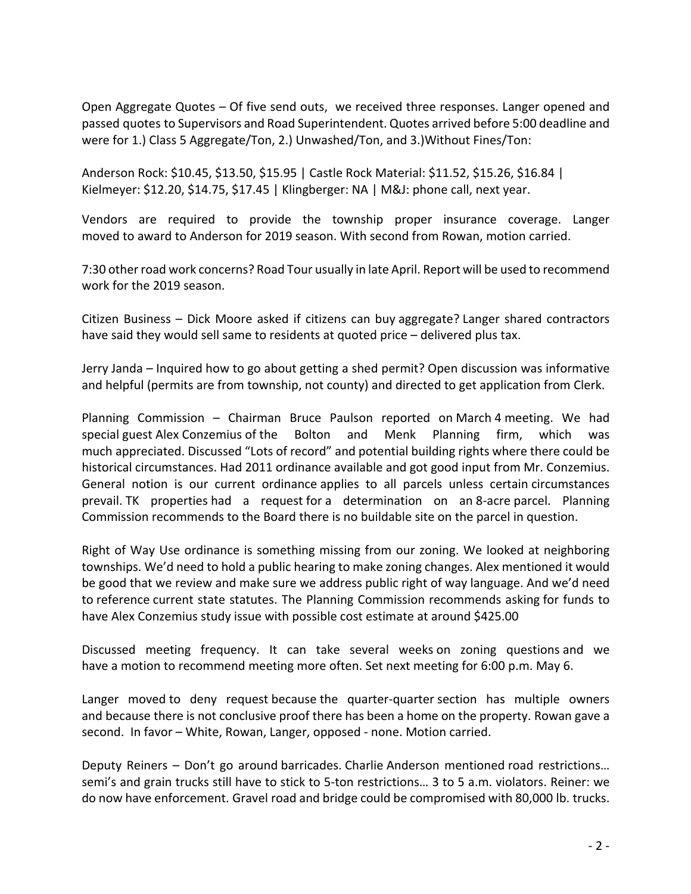Open Aggregate Quotes – Of five send outs, we received three responses. Langer opened and passed quotes to Supervisors and Road Superintendent. Quotes arrived before 5:00 deadline and were for 1.) Class 5 Aggregate/Ton, 2.) Unwashed/Ton, and 3.)Without Fines/Ton:

Anderson Rock: $10.45, $13.50, $15.95 | Castle Rock Material: $11.52, $15.26, $16.84 | Kielmeyer: $12.20, $14.75, $17.45 | Klingberger: NA | M&J: phone call, next year.

Vendors are required to provide the township proper insurance coverage. Langer moved to award to Anderson for 2019 season. With second from Rowan, motion carried.

7:30 other road work concerns? Road Tour usually in late April. Report will be used to recommend work for the 2019 season.

Citizen Business – Dick Moore asked if citizens can buy aggregate? Langer shared contractors have said they would sell same to residents at quoted price – delivered plus tax.

Jerry Janda – Inquired how to go about getting a shed permit? Open discussion was informative and helpful (permits are from township, not county) and directed to get application from Clerk.

Planning Commission – Chairman Bruce Paulson reported on March 4 meeting. We had special guest Alex Conzemius of the Bolton and Menk Planning firm, which was much appreciated. Discussed "Lots of record" and potential building rights where there could be historical circumstances. Had 2011 ordinance available and got good input from Mr. Conzemius. General notion is our current ordinance applies to all parcels unless certain circumstances prevail. TK properties had a request for a determination on an 8-acre parcel. Planning Commission recommends to the Board there is no buildable site on the parcel in question.

Right of Way Use ordinance is something missing from our zoning. We looked at neighboring townships. We'd need to hold a public hearing to make zoning changes. Alex mentioned it would be good that we review and make sure we address public right of way language. And we'd need to reference current state statutes. The Planning Commission recommends asking for funds to have Alex Conzemius study issue with possible cost estimate at around $425.00

Discussed meeting frequency. It can take several weeks on zoning questions and we have a motion to recommend meeting more often. Set next meeting for 6:00 p.m. May 6.

Langer moved to deny request because the quarter-quarter section has multiple owners and because there is not conclusive proof there has been a home on the property. Rowan gave a second. In favor – White, Rowan, Langer, opposed - none. Motion carried.

Deputy Reiners – Don't go around barricades. Charlie Anderson mentioned road restrictions… semi's and grain trucks still have to stick to 5-ton restrictions… 3 to 5 a.m. violators. Reiner: we do now have enforcement. Gravel road and bridge could be compromised with 80,000 lb. trucks.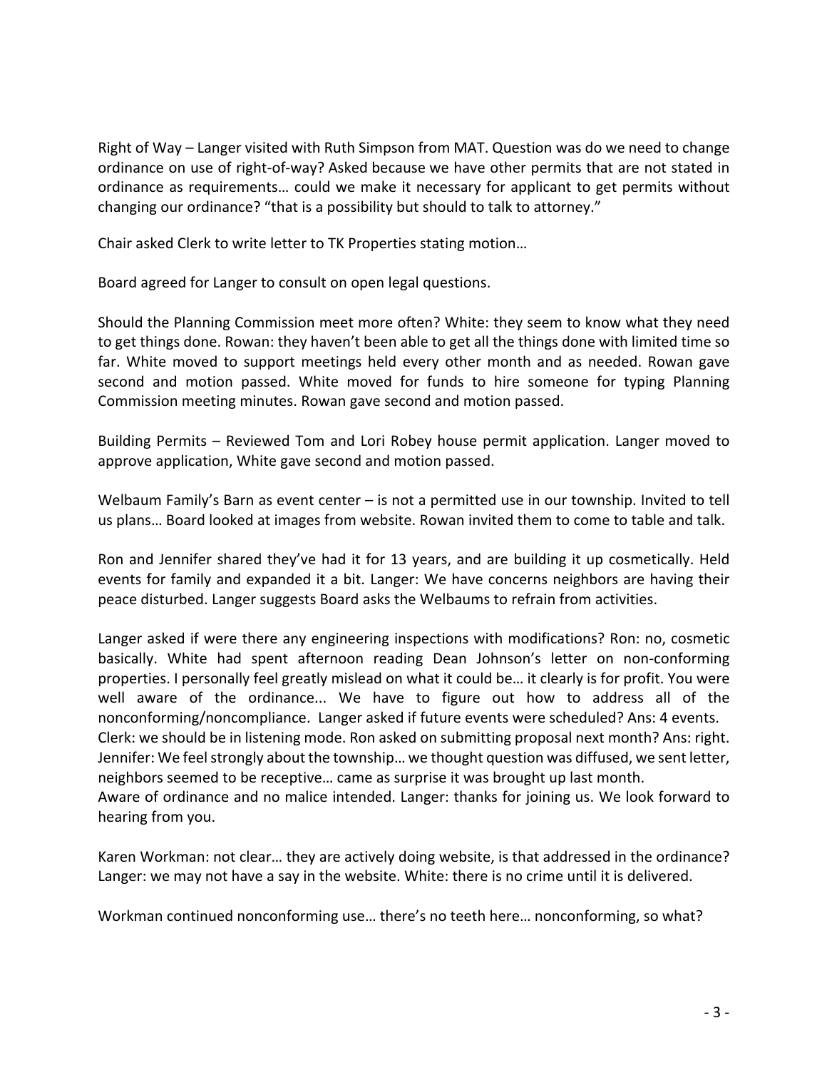Right of Way – Langer visited with Ruth Simpson from MAT. Question was do we need to change ordinance on use of right-of-way? Asked because we have other permits that are not stated in ordinance as requirements… could we make it necessary for applicant to get permits without changing our ordinance? “that is a possibility but should to talk to attorney.”

Chair asked Clerk to write letter to TK Properties stating motion…

Board agreed for Langer to consult on open legal questions.

Should the Planning Commission meet more often? White: they seem to know what they need to get things done. Rowan: they haven’t been able to get all the things done with limited time so far. White moved to support meetings held every other month and as needed. Rowan gave second and motion passed. White moved for funds to hire someone for typing Planning Commission meeting minutes. Rowan gave second and motion passed.

Building Permits – Reviewed Tom and Lori Robey house permit application. Langer moved to approve application, White gave second and motion passed.

Welbaum Family’s Barn as event center – is not a permitted use in our township. Invited to tell us plans… Board looked at images from website. Rowan invited them to come to table and talk.

Ron and Jennifer shared they’ve had it for 13 years, and are building it up cosmetically. Held events for family and expanded it a bit. Langer: We have concerns neighbors are having their peace disturbed. Langer suggests Board asks the Welbaums to refrain from activities.

Langer asked if were there any engineering inspections with modifications? Ron: no, cosmetic basically. White had spent afternoon reading Dean Johnson’s letter on non-conforming properties. I personally feel greatly mislead on what it could be… it clearly is for profit. You were well aware of the ordinance... We have to figure out how to address all of the nonconforming/noncompliance. Langer asked if future events were scheduled? Ans: 4 events.
Clerk: we should be in listening mode. Ron asked on submitting proposal next month? Ans: right.
Jennifer: We feel strongly about the township… we thought question was diffused, we sent letter, neighbors seemed to be receptive… came as surprise it was brought up last month.
Aware of ordinance and no malice intended. Langer: thanks for joining us. We look forward to hearing from you.

Karen Workman: not clear… they are actively doing website, is that addressed in the ordinance? Langer: we may not have a say in the website. White: there is no crime until it is delivered.

Workman continued nonconforming use… there’s no teeth here… nonconforming, so what?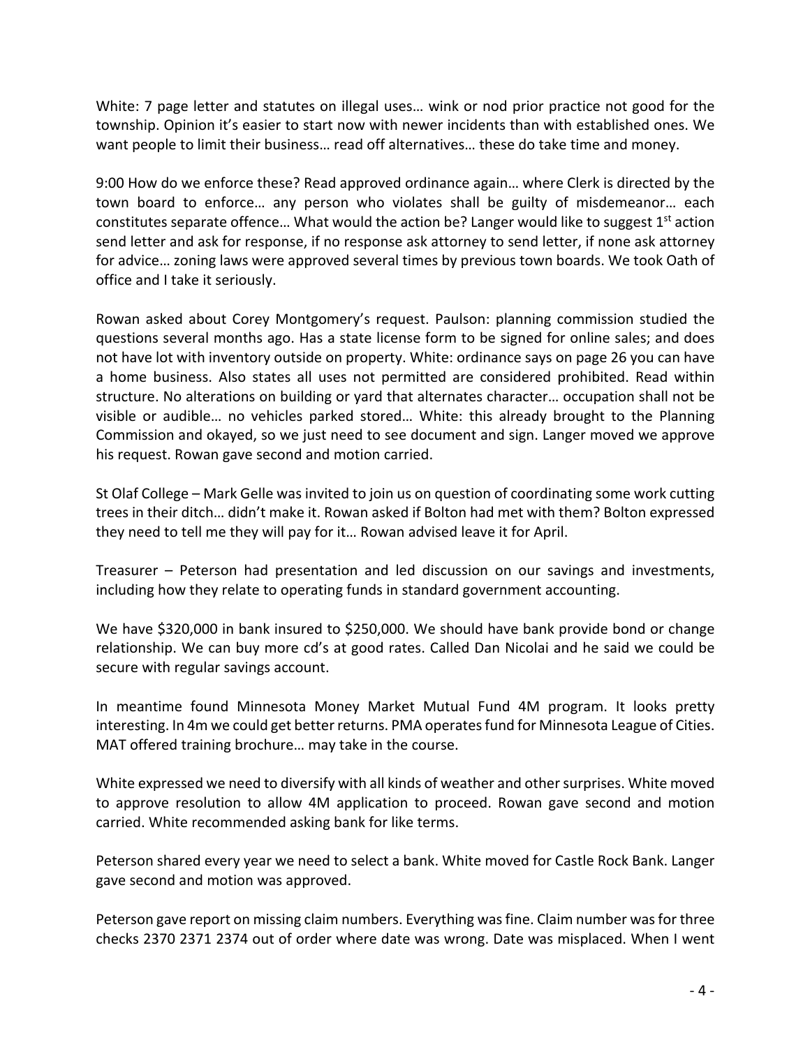White: 7 page letter and statutes on illegal uses… wink or nod prior practice not good for the township. Opinion it's easier to start now with newer incidents than with established ones. We want people to limit their business… read off alternatives… these do take time and money.

9:00 How do we enforce these? Read approved ordinance again… where Clerk is directed by the town board to enforce… any person who violates shall be guilty of misdemeanor… each constitutes separate offence… What would the action be? Langer would like to suggest 1st action send letter and ask for response, if no response ask attorney to send letter, if none ask attorney for advice… zoning laws were approved several times by previous town boards. We took Oath of office and I take it seriously.

Rowan asked about Corey Montgomery's request. Paulson: planning commission studied the questions several months ago. Has a state license form to be signed for online sales; and does not have lot with inventory outside on property. White: ordinance says on page 26 you can have a home business. Also states all uses not permitted are considered prohibited. Read within structure. No alterations on building or yard that alternates character… occupation shall not be visible or audible… no vehicles parked stored… White: this already brought to the Planning Commission and okayed, so we just need to see document and sign. Langer moved we approve his request. Rowan gave second and motion carried.

St Olaf College – Mark Gelle was invited to join us on question of coordinating some work cutting trees in their ditch… didn't make it. Rowan asked if Bolton had met with them? Bolton expressed they need to tell me they will pay for it… Rowan advised leave it for April.

Treasurer – Peterson had presentation and led discussion on our savings and investments, including how they relate to operating funds in standard government accounting.

We have $320,000 in bank insured to $250,000. We should have bank provide bond or change relationship. We can buy more cd's at good rates. Called Dan Nicolai and he said we could be secure with regular savings account.

In meantime found Minnesota Money Market Mutual Fund 4M program. It looks pretty interesting. In 4m we could get better returns. PMA operates fund for Minnesota League of Cities. MAT offered training brochure… may take in the course.

White expressed we need to diversify with all kinds of weather and other surprises. White moved to approve resolution to allow 4M application to proceed. Rowan gave second and motion carried. White recommended asking bank for like terms.

Peterson shared every year we need to select a bank. White moved for Castle Rock Bank. Langer gave second and motion was approved.

Peterson gave report on missing claim numbers. Everything was fine. Claim number was for three checks 2370 2371 2374 out of order where date was wrong. Date was misplaced. When I went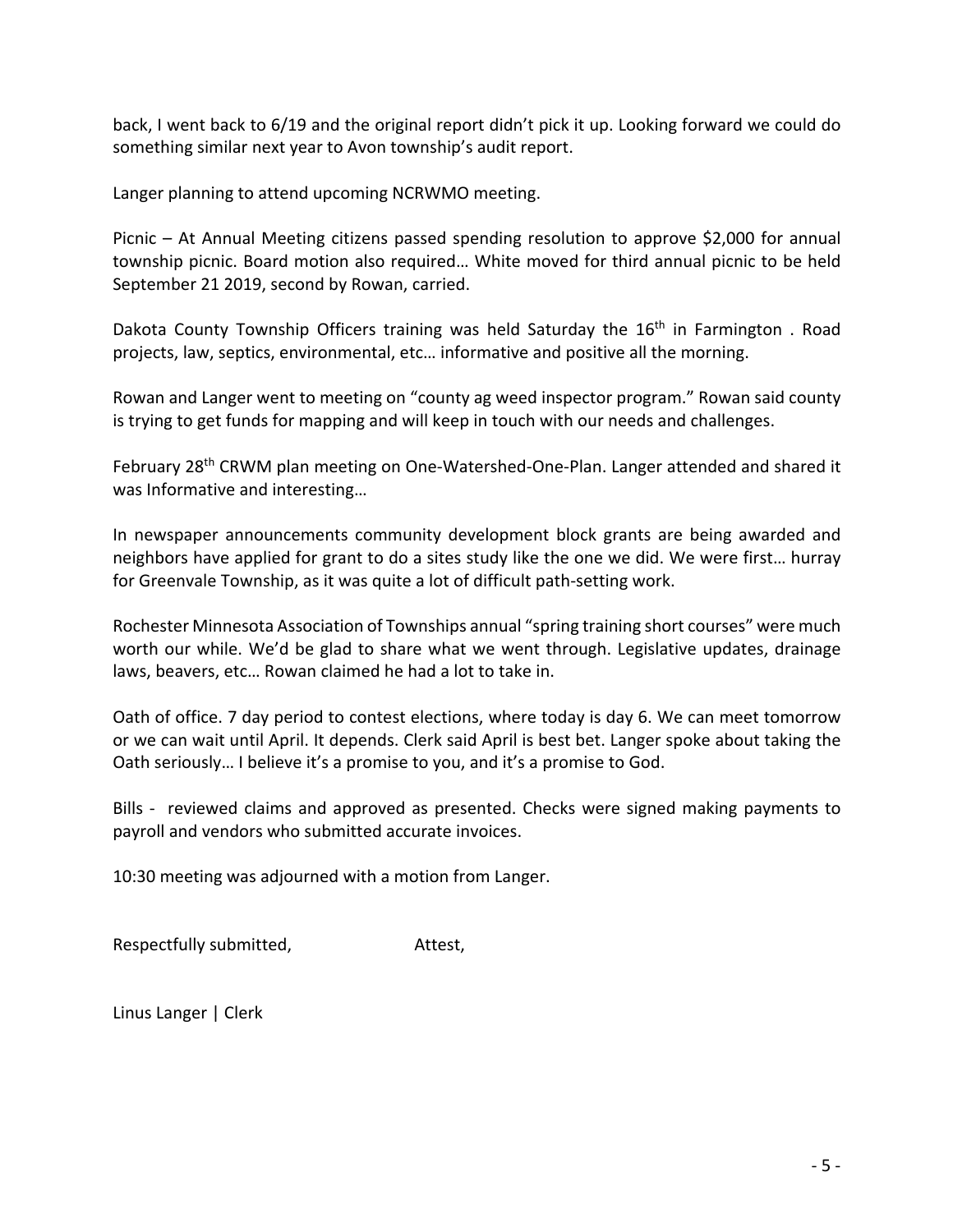back, I went back to 6/19 and the original report didn't pick it up. Looking forward we could do something similar next year to Avon township's audit report.

Langer planning to attend upcoming NCRWMO meeting.

Picnic – At Annual Meeting citizens passed spending resolution to approve $2,000 for annual township picnic. Board motion also required… White moved for third annual picnic to be held September 21 2019, second by Rowan, carried.

Dakota County Township Officers training was held Saturday the 16th in Farmington . Road projects, law, septics, environmental, etc… informative and positive all the morning.

Rowan and Langer went to meeting on "county ag weed inspector program." Rowan said county is trying to get funds for mapping and will keep in touch with our needs and challenges.

February 28th CRWM plan meeting on One-Watershed-One-Plan. Langer attended and shared it was Informative and interesting…

In newspaper announcements community development block grants are being awarded and neighbors have applied for grant to do a sites study like the one we did. We were first… hurray for Greenvale Township, as it was quite a lot of difficult path-setting work.

Rochester Minnesota Association of Townships annual "spring training short courses" were much worth our while. We'd be glad to share what we went through. Legislative updates, drainage laws, beavers, etc… Rowan claimed he had a lot to take in.

Oath of office. 7 day period to contest elections, where today is day 6. We can meet tomorrow or we can wait until April. It depends. Clerk said April is best bet. Langer spoke about taking the Oath seriously… I believe it's a promise to you, and it's a promise to God.

Bills - reviewed claims and approved as presented. Checks were signed making payments to payroll and vendors who submitted accurate invoices.

10:30 meeting was adjourned with a motion from Langer.

Respectfully submitted, Attest,

Linus Langer | Clerk